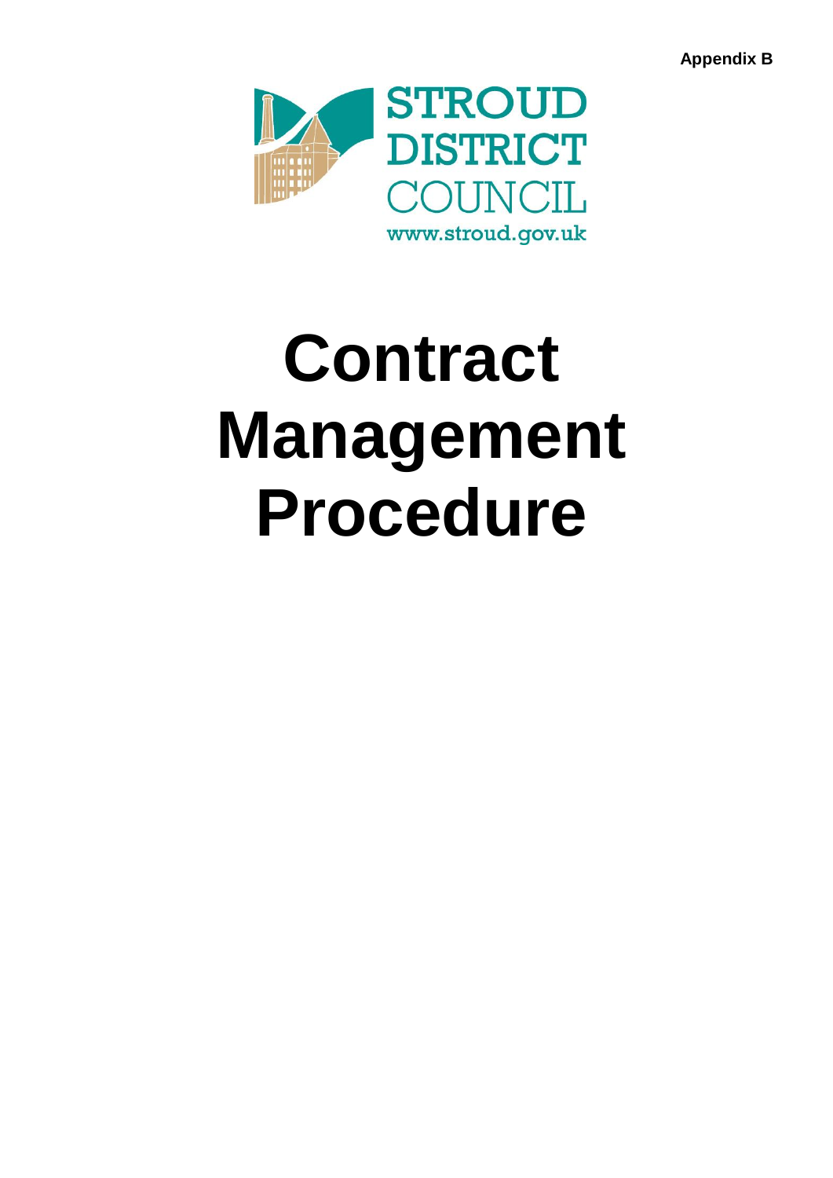Appendix B

STROUD DISTRICT COUNCIL

www.stroud.gov.uk

# Contract Management Procedure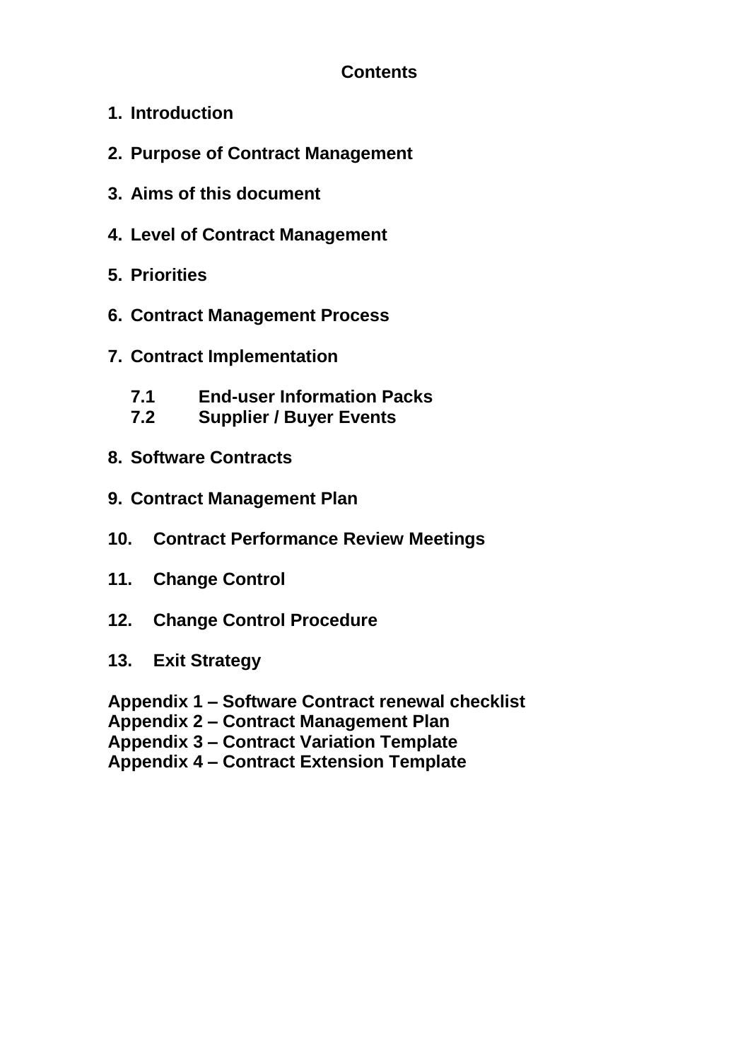## Contents

1. **Introduction**
2. **Purpose of Contract Management**
3. **Aims of this document**
4. **Level of Contract Management**
5. **Priorities**
6. **Contract Management Process**
7. **Contract Implementation**
   - **7.1 End-user Information Packs**
   - **7.2 Supplier / Buyer Events**
8. **Software Contracts**
9. **Contract Management Plan**
10. **Contract Performance Review Meetings**
11. **Change Control**
12. **Change Control Procedure**
13. **Exit Strategy**

**Appendix 1 – Software Contract renewal checklist**
**Appendix 2 – Contract Management Plan**
**Appendix 3 – Contract Variation Template**
**Appendix 4 – Contract Extension Template**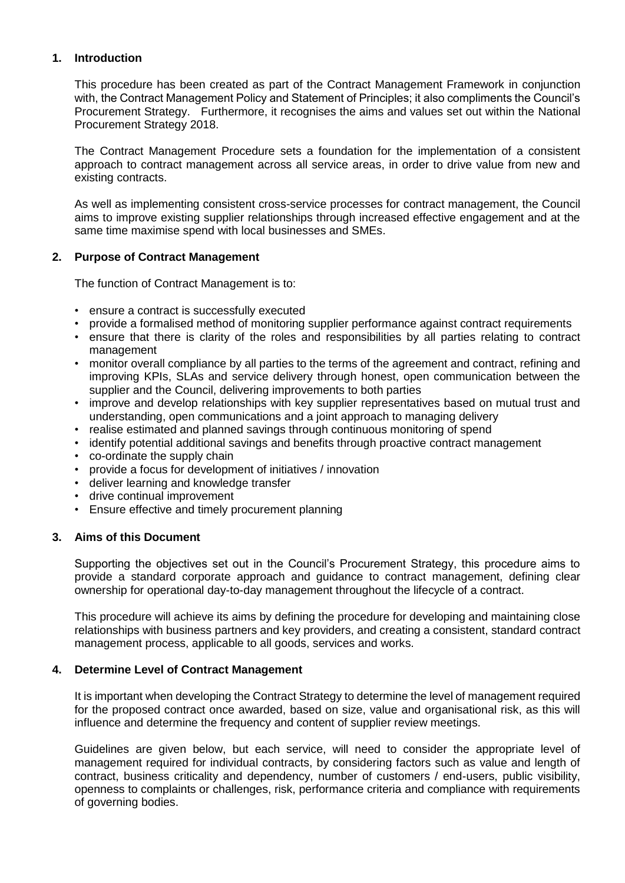## 1. Introduction

This procedure has been created as part of the Contract Management Framework in conjunction with, the Contract Management Policy and Statement of Principles; it also compliments the Council's Procurement Strategy. Furthermore, it recognises the aims and values set out within the National Procurement Strategy 2018.

The Contract Management Procedure sets a foundation for the implementation of a consistent approach to contract management across all service areas, in order to drive value from new and existing contracts.

As well as implementing consistent cross-service processes for contract management, the Council aims to improve existing supplier relationships through increased effective engagement and at the same time maximise spend with local businesses and SMEs.

## 2. Purpose of Contract Management

The function of Contract Management is to:

- ensure a contract is successfully executed
- provide a formalised method of monitoring supplier performance against contract requirements
- ensure that there is clarity of the roles and responsibilities by all parties relating to contract management
- monitor overall compliance by all parties to the terms of the agreement and contract, refining and improving KPIs, SLAs and service delivery through honest, open communication between the supplier and the Council, delivering improvements to both parties
- improve and develop relationships with key supplier representatives based on mutual trust and understanding, open communications and a joint approach to managing delivery
- realise estimated and planned savings through continuous monitoring of spend
- identify potential additional savings and benefits through proactive contract management
- co-ordinate the supply chain
- provide a focus for development of initiatives / innovation
- deliver learning and knowledge transfer
- drive continual improvement
- Ensure effective and timely procurement planning

## 3. Aims of this Document

Supporting the objectives set out in the Council's Procurement Strategy, this procedure aims to provide a standard corporate approach and guidance to contract management, defining clear ownership for operational day-to-day management throughout the lifecycle of a contract.

This procedure will achieve its aims by defining the procedure for developing and maintaining close relationships with business partners and key providers, and creating a consistent, standard contract management process, applicable to all goods, services and works.

## 4. Determine Level of Contract Management

It is important when developing the Contract Strategy to determine the level of management required for the proposed contract once awarded, based on size, value and organisational risk, as this will influence and determine the frequency and content of supplier review meetings.

Guidelines are given below, but each service, will need to consider the appropriate level of management required for individual contracts, by considering factors such as value and length of contract, business criticality and dependency, number of customers / end-users, public visibility, openness to complaints or challenges, risk, performance criteria and compliance with requirements of governing bodies.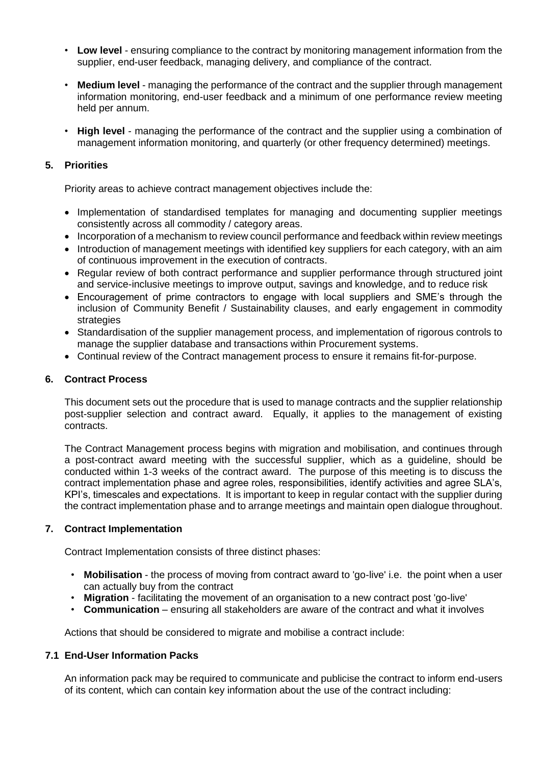- **Low level** - ensuring compliance to the contract by monitoring management information from the supplier, end-user feedback, managing delivery, and compliance of the contract.
- **Medium level** - managing the performance of the contract and the supplier through management information monitoring, end-user feedback and a minimum of one performance review meeting held per annum.
- **High level** - managing the performance of the contract and the supplier using a combination of management information monitoring, and quarterly (or other frequency determined) meetings.

## 5. Priorities

Priority areas to achieve contract management objectives include the:

- Implementation of standardised templates for managing and documenting supplier meetings consistently across all commodity / category areas.
- Incorporation of a mechanism to review council performance and feedback within review meetings
- Introduction of management meetings with identified key suppliers for each category, with an aim of continuous improvement in the execution of contracts.
- Regular review of both contract performance and supplier performance through structured joint and service-inclusive meetings to improve output, savings and knowledge, and to reduce risk
- Encouragement of prime contractors to engage with local suppliers and SME's through the inclusion of Community Benefit / Sustainability clauses, and early engagement in commodity strategies
- Standardisation of the supplier management process, and implementation of rigorous controls to manage the supplier database and transactions within Procurement systems.
- Continual review of the Contract management process to ensure it remains fit-for-purpose.

## 6. Contract Process

This document sets out the procedure that is used to manage contracts and the supplier relationship post-supplier selection and contract award. Equally, it applies to the management of existing contracts.

The Contract Management process begins with migration and mobilisation, and continues through a post-contract award meeting with the successful supplier, which as a guideline, should be conducted within 1-3 weeks of the contract award. The purpose of this meeting is to discuss the contract implementation phase and agree roles, responsibilities, identify activities and agree SLA's, KPI's, timescales and expectations. It is important to keep in regular contact with the supplier during the contract implementation phase and to arrange meetings and maintain open dialogue throughout.

## 7. Contract Implementation

Contract Implementation consists of three distinct phases:

- **Mobilisation** - the process of moving from contract award to 'go-live' i.e. the point when a user can actually buy from the contract
- **Migration** - facilitating the movement of an organisation to a new contract post 'go-live'
- **Communication** – ensuring all stakeholders are aware of the contract and what it involves

Actions that should be considered to migrate and mobilise a contract include:

### 7.1 End-User Information Packs

An information pack may be required to communicate and publicise the contract to inform end-users of its content, which can contain key information about the use of the contract including: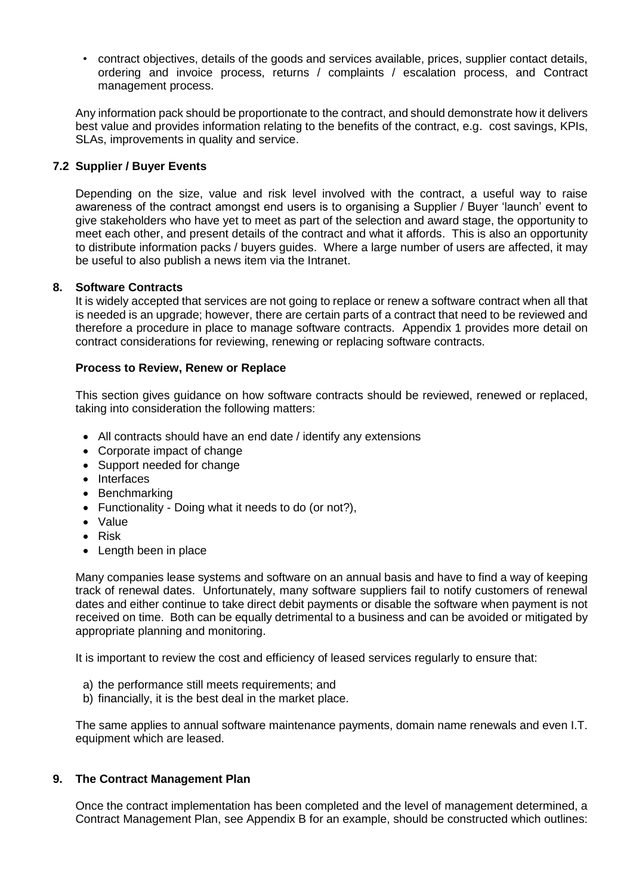- contract objectives, details of the goods and services available, prices, supplier contact details, ordering and invoice process, returns / complaints / escalation process, and Contract management process.

Any information pack should be proportionate to the contract, and should demonstrate how it delivers best value and provides information relating to the benefits of the contract, e.g. cost savings, KPIs, SLAs, improvements in quality and service.

### 7.2 Supplier / Buyer Events

Depending on the size, value and risk level involved with the contract, a useful way to raise awareness of the contract amongst end users is to organising a Supplier / Buyer 'launch' event to give stakeholders who have yet to meet as part of the selection and award stage, the opportunity to meet each other, and present details of the contract and what it affords. This is also an opportunity to distribute information packs / buyers guides. Where a large number of users are affected, it may be useful to also publish a news item via the Intranet.

## 8. Software Contracts

It is widely accepted that services are not going to replace or renew a software contract when all that is needed is an upgrade; however, there are certain parts of a contract that need to be reviewed and therefore a procedure in place to manage software contracts. Appendix 1 provides more detail on contract considerations for reviewing, renewing or replacing software contracts.

**Process to Review, Renew or Replace**

This section gives guidance on how software contracts should be reviewed, renewed or replaced, taking into consideration the following matters:

- All contracts should have an end date / identify any extensions
- Corporate impact of change
- Support needed for change
- Interfaces
- Benchmarking
- Functionality - Doing what it needs to do (or not?),
- Value
- Risk
- Length been in place

Many companies lease systems and software on an annual basis and have to find a way of keeping track of renewal dates. Unfortunately, many software suppliers fail to notify customers of renewal dates and either continue to take direct debit payments or disable the software when payment is not received on time. Both can be equally detrimental to a business and can be avoided or mitigated by appropriate planning and monitoring.

It is important to review the cost and efficiency of leased services regularly to ensure that:

a) the performance still meets requirements; and
b) financially, it is the best deal in the market place.

The same applies to annual software maintenance payments, domain name renewals and even I.T. equipment which are leased.

## 9. The Contract Management Plan

Once the contract implementation has been completed and the level of management determined, a Contract Management Plan, see Appendix B for an example, should be constructed which outlines: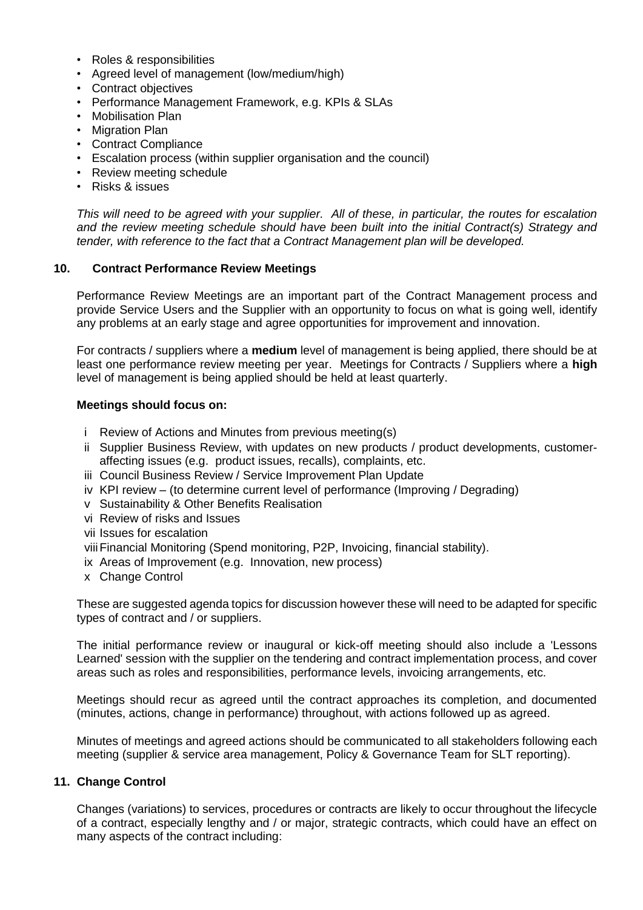- Roles & responsibilities
- Agreed level of management (low/medium/high)
- Contract objectives
- Performance Management Framework, e.g. KPIs & SLAs
- Mobilisation Plan
- Migration Plan
- Contract Compliance
- Escalation process (within supplier organisation and the council)
- Review meeting schedule
- Risks & issues

*This will need to be agreed with your supplier. All of these, in particular, the routes for escalation and the review meeting schedule should have been built into the initial Contract(s) Strategy and tender, with reference to the fact that a Contract Management plan will be developed.*

## 10. Contract Performance Review Meetings

Performance Review Meetings are an important part of the Contract Management process and provide Service Users and the Supplier with an opportunity to focus on what is going well, identify any problems at an early stage and agree opportunities for improvement and innovation.

For contracts / suppliers where a **medium** level of management is being applied, there should be at least one performance review meeting per year. Meetings for Contracts / Suppliers where a **high** level of management is being applied should be held at least quarterly.

**Meetings should focus on:**

- i Review of Actions and Minutes from previous meeting(s)
- ii Supplier Business Review, with updates on new products / product developments, customer-affecting issues (e.g. product issues, recalls), complaints, etc.
- iii Council Business Review / Service Improvement Plan Update
- iv KPI review – (to determine current level of performance (Improving / Degrading)
- v Sustainability & Other Benefits Realisation
- vi Review of risks and Issues
- vii Issues for escalation
- viii Financial Monitoring (Spend monitoring, P2P, Invoicing, financial stability).
- ix Areas of Improvement (e.g. Innovation, new process)
- x Change Control

These are suggested agenda topics for discussion however these will need to be adapted for specific types of contract and / or suppliers.

The initial performance review or inaugural or kick-off meeting should also include a 'Lessons Learned' session with the supplier on the tendering and contract implementation process, and cover areas such as roles and responsibilities, performance levels, invoicing arrangements, etc.

Meetings should recur as agreed until the contract approaches its completion, and documented (minutes, actions, change in performance) throughout, with actions followed up as agreed.

Minutes of meetings and agreed actions should be communicated to all stakeholders following each meeting (supplier & service area management, Policy & Governance Team for SLT reporting).

## 11. Change Control

Changes (variations) to services, procedures or contracts are likely to occur throughout the lifecycle of a contract, especially lengthy and / or major, strategic contracts, which could have an effect on many aspects of the contract including: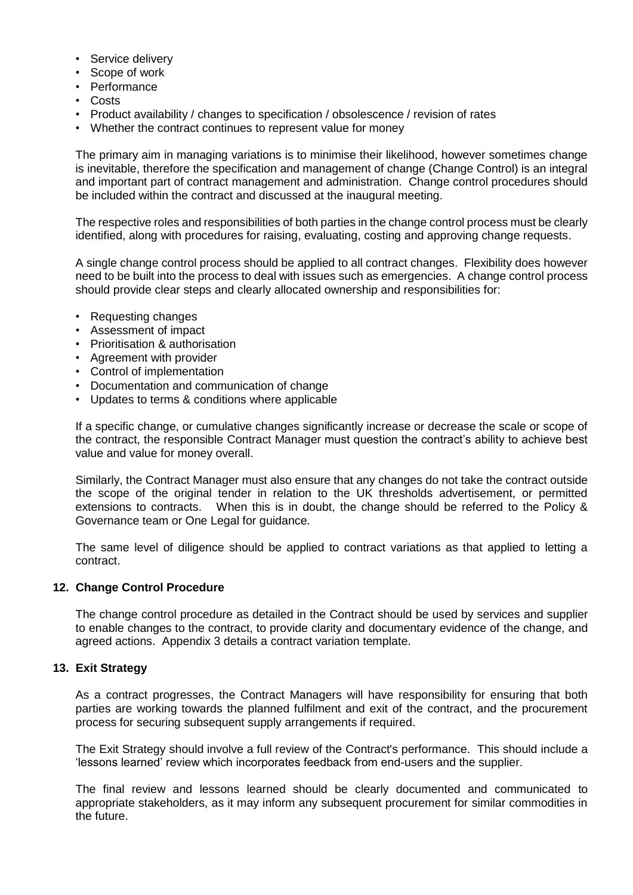- Service delivery
- Scope of work
- Performance
- Costs
- Product availability / changes to specification / obsolescence / revision of rates
- Whether the contract continues to represent value for money

The primary aim in managing variations is to minimise their likelihood, however sometimes change is inevitable, therefore the specification and management of change (Change Control) is an integral and important part of contract management and administration. Change control procedures should be included within the contract and discussed at the inaugural meeting.

The respective roles and responsibilities of both parties in the change control process must be clearly identified, along with procedures for raising, evaluating, costing and approving change requests.

A single change control process should be applied to all contract changes. Flexibility does however need to be built into the process to deal with issues such as emergencies. A change control process should provide clear steps and clearly allocated ownership and responsibilities for:

- Requesting changes
- Assessment of impact
- Prioritisation & authorisation
- Agreement with provider
- Control of implementation
- Documentation and communication of change
- Updates to terms & conditions where applicable

If a specific change, or cumulative changes significantly increase or decrease the scale or scope of the contract, the responsible Contract Manager must question the contract's ability to achieve best value and value for money overall.

Similarly, the Contract Manager must also ensure that any changes do not take the contract outside the scope of the original tender in relation to the UK thresholds advertisement, or permitted extensions to contracts. When this is in doubt, the change should be referred to the Policy & Governance team or One Legal for guidance.

The same level of diligence should be applied to contract variations as that applied to letting a contract.

## 12. Change Control Procedure

The change control procedure as detailed in the Contract should be used by services and supplier to enable changes to the contract, to provide clarity and documentary evidence of the change, and agreed actions. Appendix 3 details a contract variation template.

## 13. Exit Strategy

As a contract progresses, the Contract Managers will have responsibility for ensuring that both parties are working towards the planned fulfilment and exit of the contract, and the procurement process for securing subsequent supply arrangements if required.

The Exit Strategy should involve a full review of the Contract's performance. This should include a 'lessons learned' review which incorporates feedback from end-users and the supplier.

The final review and lessons learned should be clearly documented and communicated to appropriate stakeholders, as it may inform any subsequent procurement for similar commodities in the future.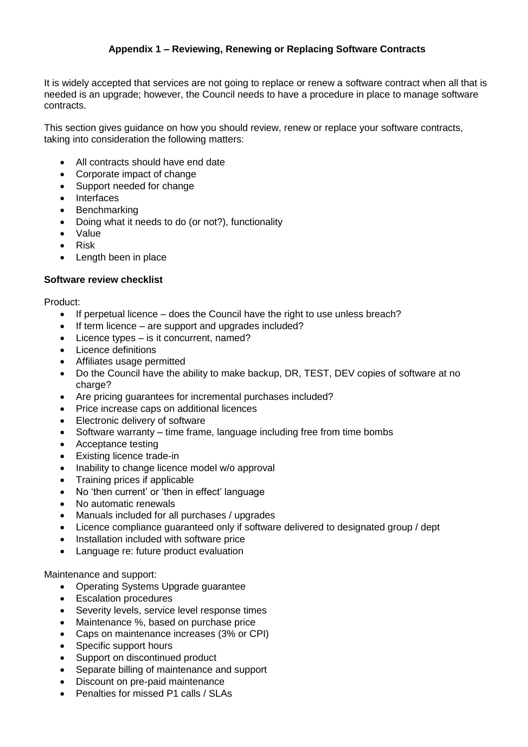## Appendix 1 – Reviewing, Renewing or Replacing Software Contracts

It is widely accepted that services are not going to replace or renew a software contract when all that is needed is an upgrade; however, the Council needs to have a procedure in place to manage software contracts.

This section gives guidance on how you should review, renew or replace your software contracts, taking into consideration the following matters:

- All contracts should have end date
- Corporate impact of change
- Support needed for change
- Interfaces
- Benchmarking
- Doing what it needs to do (or not?), functionality
- Value
- Risk
- Length been in place

### Software review checklist

Product:

- If perpetual licence – does the Council have the right to use unless breach?
- If term licence – are support and upgrades included?
- Licence types – is it concurrent, named?
- Licence definitions
- Affiliates usage permitted
- Do the Council have the ability to make backup, DR, TEST, DEV copies of software at no charge?
- Are pricing guarantees for incremental purchases included?
- Price increase caps on additional licences
- Electronic delivery of software
- Software warranty – time frame, language including free from time bombs
- Acceptance testing
- Existing licence trade-in
- Inability to change licence model w/o approval
- Training prices if applicable
- No 'then current' or 'then in effect' language
- No automatic renewals
- Manuals included for all purchases / upgrades
- Licence compliance guaranteed only if software delivered to designated group / dept
- Installation included with software price
- Language re: future product evaluation

Maintenance and support:

- Operating Systems Upgrade guarantee
- Escalation procedures
- Severity levels, service level response times
- Maintenance %, based on purchase price
- Caps on maintenance increases (3% or CPI)
- Specific support hours
- Support on discontinued product
- Separate billing of maintenance and support
- Discount on pre-paid maintenance
- Penalties for missed P1 calls / SLAs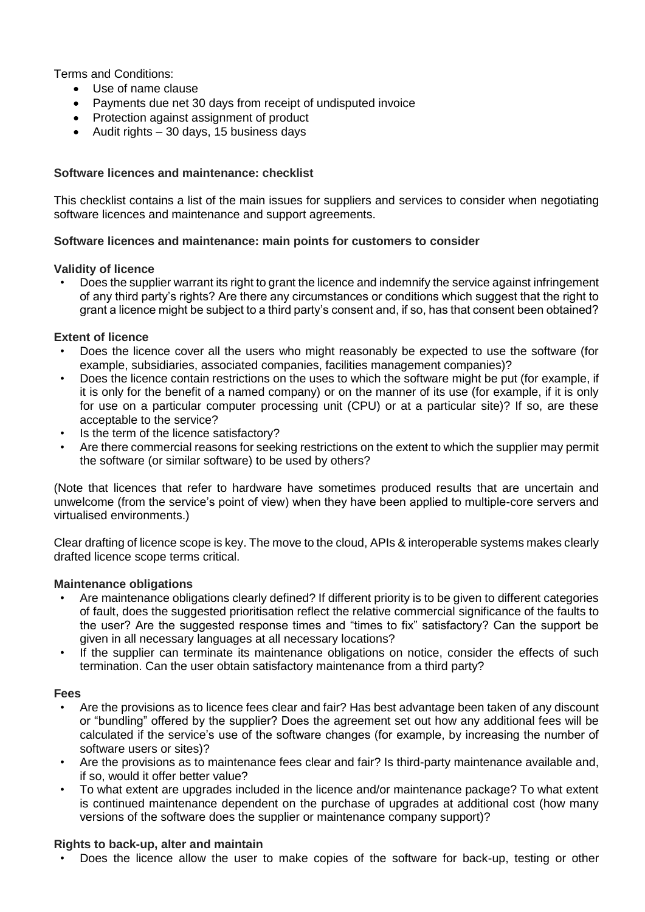Terms and Conditions:

- Use of name clause
- Payments due net 30 days from receipt of undisputed invoice
- Protection against assignment of product
- Audit rights – 30 days, 15 business days

**Software licences and maintenance: checklist**

This checklist contains a list of the main issues for suppliers and services to consider when negotiating software licences and maintenance and support agreements.

**Software licences and maintenance: main points for customers to consider**

**Validity of licence**

- Does the supplier warrant its right to grant the licence and indemnify the service against infringement of any third party's rights? Are there any circumstances or conditions which suggest that the right to grant a licence might be subject to a third party's consent and, if so, has that consent been obtained?

**Extent of licence**

- Does the licence cover all the users who might reasonably be expected to use the software (for example, subsidiaries, associated companies, facilities management companies)?
- Does the licence contain restrictions on the uses to which the software might be put (for example, if it is only for the benefit of a named company) or on the manner of its use (for example, if it is only for use on a particular computer processing unit (CPU) or at a particular site)? If so, are these acceptable to the service?
- Is the term of the licence satisfactory?
- Are there commercial reasons for seeking restrictions on the extent to which the supplier may permit the software (or similar software) to be used by others?

(Note that licences that refer to hardware have sometimes produced results that are uncertain and unwelcome (from the service's point of view) when they have been applied to multiple-core servers and virtualised environments.)

Clear drafting of licence scope is key. The move to the cloud, APIs & interoperable systems makes clearly drafted licence scope terms critical.

**Maintenance obligations**

- Are maintenance obligations clearly defined? If different priority is to be given to different categories of fault, does the suggested prioritisation reflect the relative commercial significance of the faults to the user? Are the suggested response times and "times to fix" satisfactory? Can the support be given in all necessary languages at all necessary locations?
- If the supplier can terminate its maintenance obligations on notice, consider the effects of such termination. Can the user obtain satisfactory maintenance from a third party?

**Fees**

- Are the provisions as to licence fees clear and fair? Has best advantage been taken of any discount or "bundling" offered by the supplier? Does the agreement set out how any additional fees will be calculated if the service's use of the software changes (for example, by increasing the number of software users or sites)?
- Are the provisions as to maintenance fees clear and fair? Is third-party maintenance available and, if so, would it offer better value?
- To what extent are upgrades included in the licence and/or maintenance package? To what extent is continued maintenance dependent on the purchase of upgrades at additional cost (how many versions of the software does the supplier or maintenance company support)?

**Rights to back-up, alter and maintain**

- Does the licence allow the user to make copies of the software for back-up, testing or other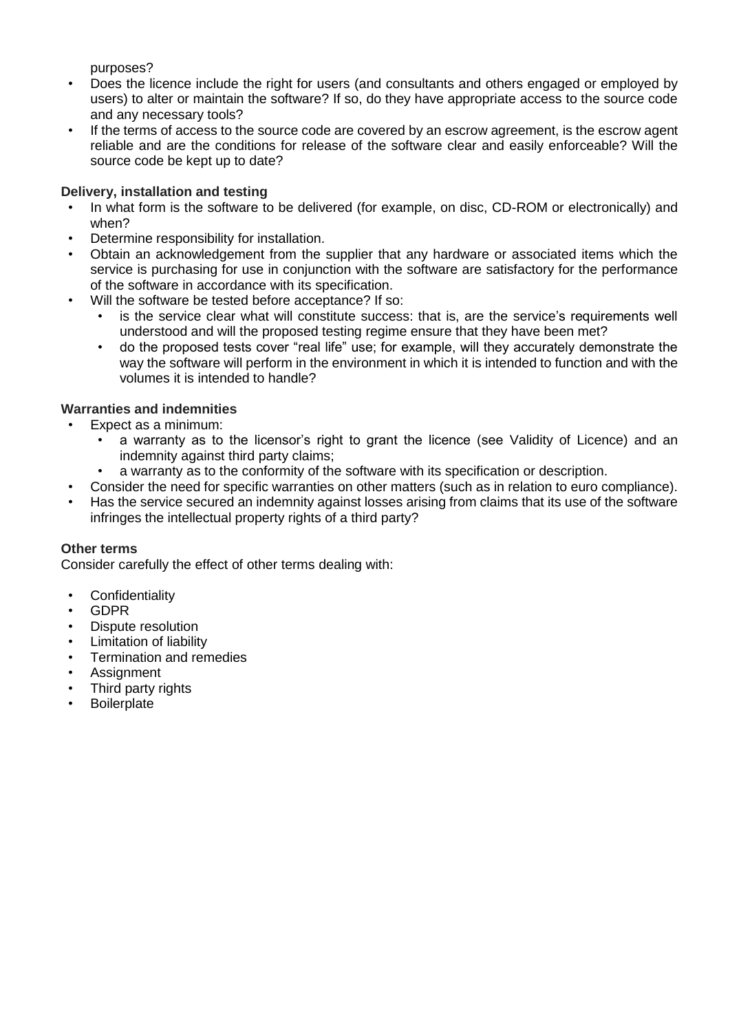purposes?

- Does the licence include the right for users (and consultants and others engaged or employed by users) to alter or maintain the software? If so, do they have appropriate access to the source code and any necessary tools?
- If the terms of access to the source code are covered by an escrow agreement, is the escrow agent reliable and are the conditions for release of the software clear and easily enforceable? Will the source code be kept up to date?

**Delivery, installation and testing**

- In what form is the software to be delivered (for example, on disc, CD-ROM or electronically) and when?
- Determine responsibility for installation.
- Obtain an acknowledgement from the supplier that any hardware or associated items which the service is purchasing for use in conjunction with the software are satisfactory for the performance of the software in accordance with its specification.
- Will the software be tested before acceptance? If so:
  - is the service clear what will constitute success: that is, are the service's requirements well understood and will the proposed testing regime ensure that they have been met?
  - do the proposed tests cover "real life" use; for example, will they accurately demonstrate the way the software will perform in the environment in which it is intended to function and with the volumes it is intended to handle?

**Warranties and indemnities**

- Expect as a minimum:
  - a warranty as to the licensor's right to grant the licence (see Validity of Licence) and an indemnity against third party claims;
  - a warranty as to the conformity of the software with its specification or description.
- Consider the need for specific warranties on other matters (such as in relation to euro compliance).
- Has the service secured an indemnity against losses arising from claims that its use of the software infringes the intellectual property rights of a third party?

**Other terms**

Consider carefully the effect of other terms dealing with:

- Confidentiality
- GDPR
- Dispute resolution
- Limitation of liability
- Termination and remedies
- Assignment
- Third party rights
- Boilerplate